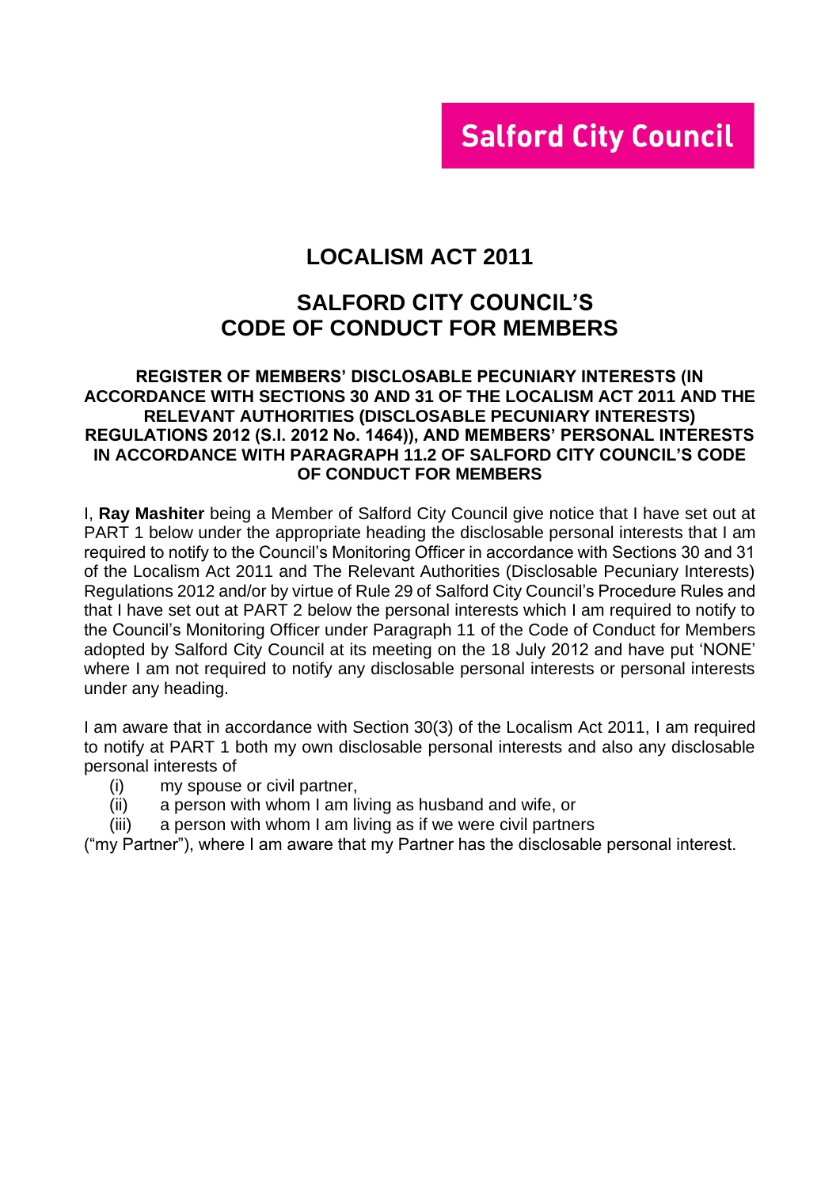Salford City Council

# LOCALISM ACT 2011

# SALFORD CITY COUNCIL'S CODE OF CONDUCT FOR MEMBERS

## REGISTER OF MEMBERS' DISCLOSABLE PECUNIARY INTERESTS (IN ACCORDANCE WITH SECTIONS 30 AND 31 OF THE LOCALISM ACT 2011 AND THE RELEVANT AUTHORITIES (DISCLOSABLE PECUNIARY INTERESTS) REGULATIONS 2012 (S.I. 2012 No. 1464)), AND MEMBERS' PERSONAL INTERESTS IN ACCORDANCE WITH PARAGRAPH 11.2 OF SALFORD CITY COUNCIL'S CODE OF CONDUCT FOR MEMBERS

I, **Ray Mashiter** being a Member of Salford City Council give notice that I have set out at PART 1 below under the appropriate heading the disclosable personal interests that I am required to notify to the Council's Monitoring Officer in accordance with Sections 30 and 31 of the Localism Act 2011 and The Relevant Authorities (Disclosable Pecuniary Interests) Regulations 2012 and/or by virtue of Rule 29 of Salford City Council's Procedure Rules and that I have set out at PART 2 below the personal interests which I am required to notify to the Council's Monitoring Officer under Paragraph 11 of the Code of Conduct for Members adopted by Salford City Council at its meeting on the 18 July 2012 and have put 'NONE' where I am not required to notify any disclosable personal interests or personal interests under any heading.

I am aware that in accordance with Section 30(3) of the Localism Act 2011, I am required to notify at PART 1 both my own disclosable personal interests and also any disclosable personal interests of

(i) my spouse or civil partner,
(ii) a person with whom I am living as husband and wife, or
(iii) a person with whom I am living as if we were civil partners

("my Partner"), where I am aware that my Partner has the disclosable personal interest.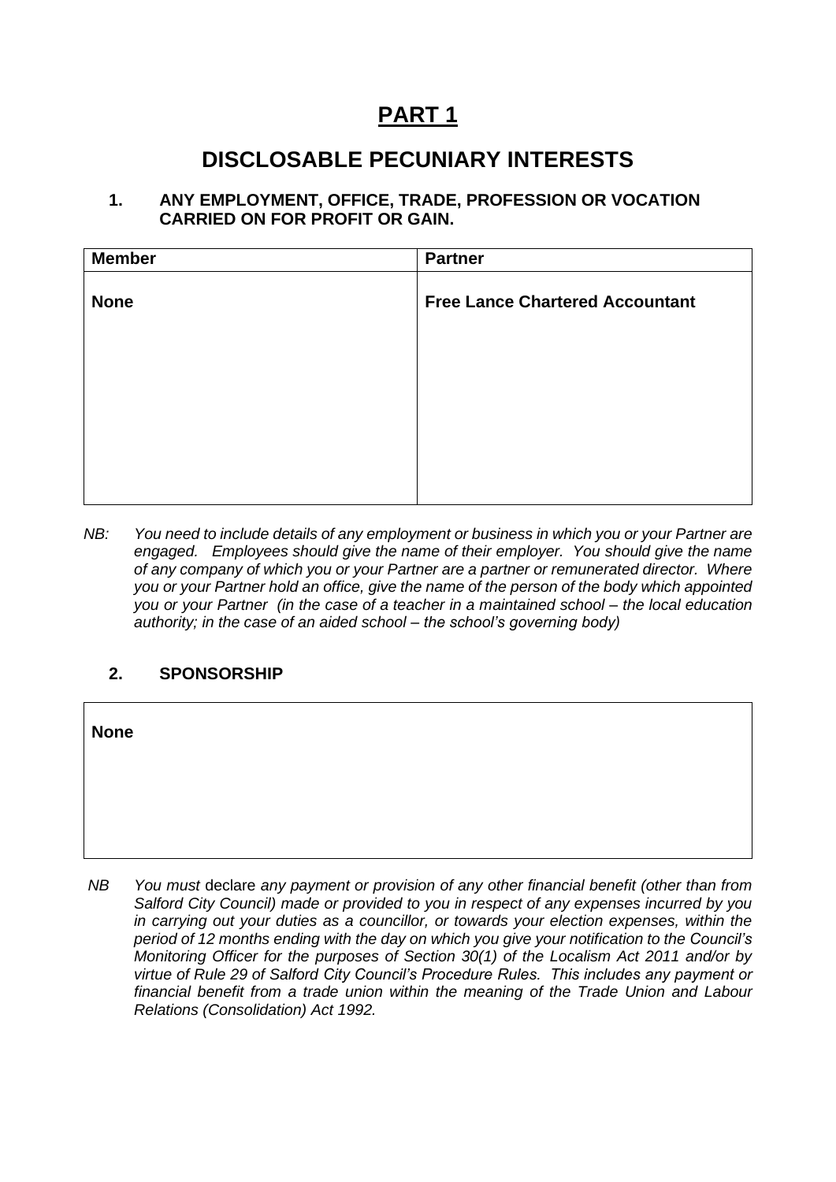# PART 1

## DISCLOSABLE PECUNIARY INTERESTS

### 1. ANY EMPLOYMENT, OFFICE, TRADE, PROFESSION OR VOCATION CARRIED ON FOR PROFIT OR GAIN.

| Member | Partner |
| --- | --- |
| **None** | **Free Lance Chartered Accountant** |

*NB: You need to include details of any employment or business in which you or your Partner are engaged. Employees should give the name of their employer. You should give the name of any company of which you or your Partner are a partner or remunerated director. Where you or your Partner hold an office, give the name of the person of the body which appointed you or your Partner (in the case of a teacher in a maintained school – the local education authority; in the case of an aided school – the school's governing body)*

### 2. SPONSORSHIP

| **None** |
| --- |

*NB You must* declare *any payment or provision of any other financial benefit (other than from Salford City Council) made or provided to you in respect of any expenses incurred by you in carrying out your duties as a councillor, or towards your election expenses, within the period of 12 months ending with the day on which you give your notification to the Council's Monitoring Officer for the purposes of Section 30(1) of the Localism Act 2011 and/or by virtue of Rule 29 of Salford City Council's Procedure Rules. This includes any payment or financial benefit from a trade union within the meaning of the Trade Union and Labour Relations (Consolidation) Act 1992.*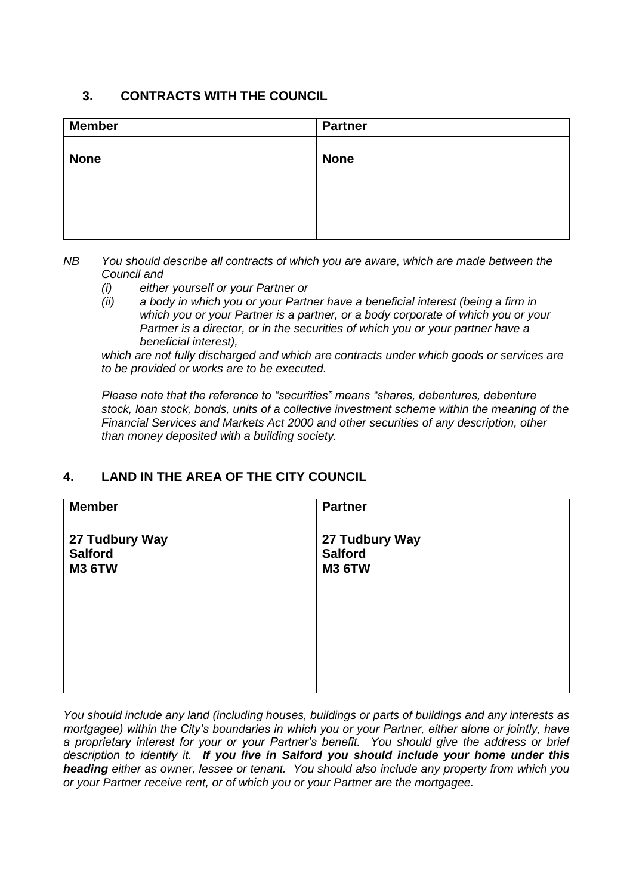## 3. CONTRACTS WITH THE COUNCIL

| Member | Partner |
|---|---|
| **None** | **None** |

*NB You should describe all contracts of which you are aware, which are made between the Council and*

*(i) either yourself or your Partner or*

*(ii) a body in which you or your Partner have a beneficial interest (being a firm in which you or your Partner is a partner, or a body corporate of which you or your Partner is a director, or in the securities of which you or your partner have a beneficial interest),*

*which are not fully discharged and which are contracts under which goods or services are to be provided or works are to be executed.*

*Please note that the reference to "securities" means "shares, debentures, debenture stock, loan stock, bonds, units of a collective investment scheme within the meaning of the Financial Services and Markets Act 2000 and other securities of any description, other than money deposited with a building society.*

## 4. LAND IN THE AREA OF THE CITY COUNCIL

| Member | Partner |
|---|---|
| **27 Tudbury Way<br>Salford<br>M3 6TW** | **27 Tudbury Way<br>Salford<br>M3 6TW** |

*You should include any land (including houses, buildings or parts of buildings and any interests as mortgagee) within the City's boundaries in which you or your Partner, either alone or jointly, have a proprietary interest for your or your Partner's benefit. You should give the address or brief description to identify it.* ***If you live in Salford you should include your home under this heading*** *either as owner, lessee or tenant. You should also include any property from which you or your Partner receive rent, or of which you or your Partner are the mortgagee.*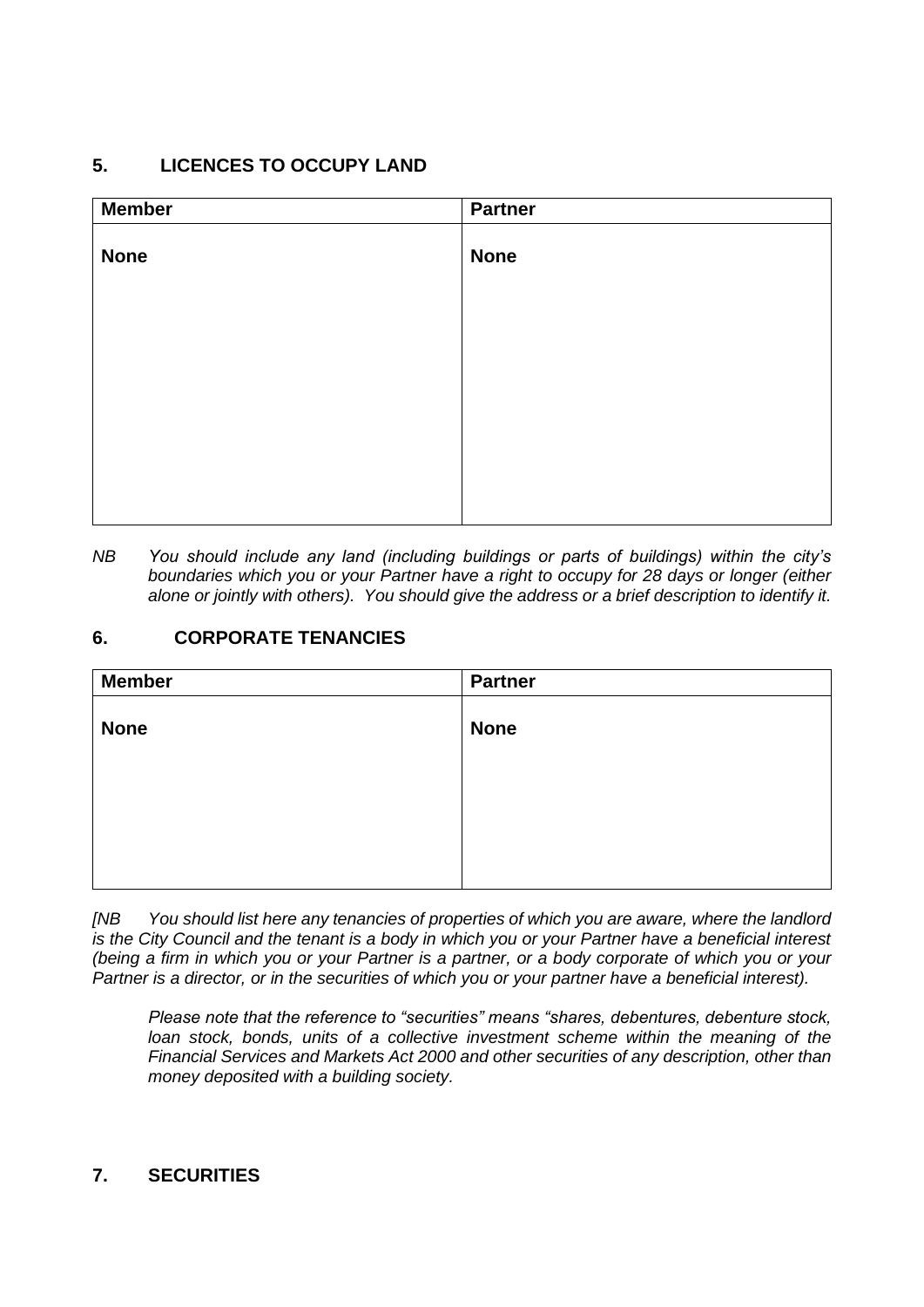## 5. LICENCES TO OCCUPY LAND

| Member | Partner |
|---|---|
| **None** | **None** |

*NB You should include any land (including buildings or parts of buildings) within the city's boundaries which you or your Partner have a right to occupy for 28 days or longer (either alone or jointly with others). You should give the address or a brief description to identify it.*

## 6. CORPORATE TENANCIES

| Member | Partner |
|---|---|
| **None** | **None** |

*[NB You should list here any tenancies of properties of which you are aware, where the landlord is the City Council and the tenant is a body in which you or your Partner have a beneficial interest (being a firm in which you or your Partner is a partner, or a body corporate of which you or your Partner is a director, or in the securities of which you or your partner have a beneficial interest).*

*Please note that the reference to "securities" means "shares, debentures, debenture stock, loan stock, bonds, units of a collective investment scheme within the meaning of the Financial Services and Markets Act 2000 and other securities of any description, other than money deposited with a building society.*

## 7. SECURITIES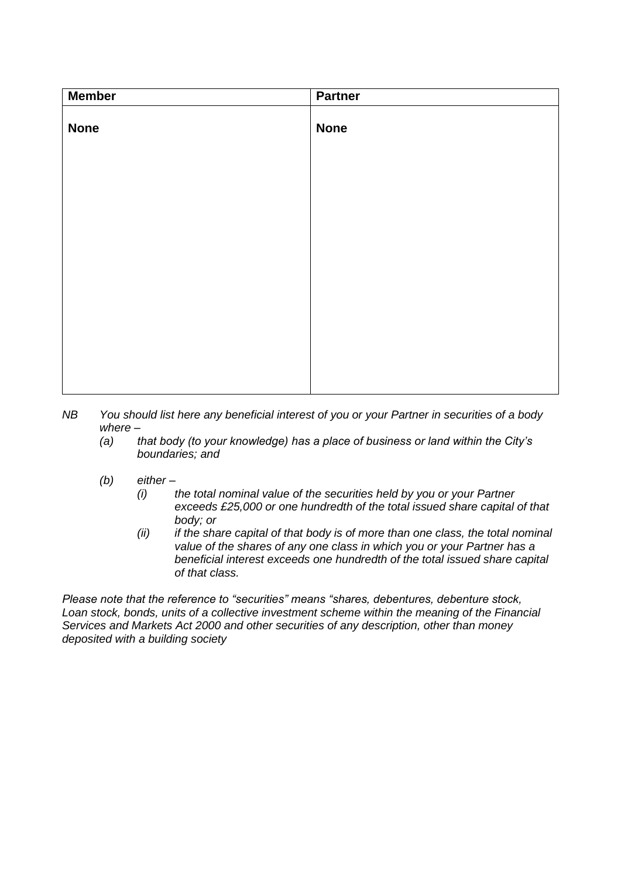| **Member** | **Partner** |
|---|---|
| **None** | **None** |

*NB You should list here any beneficial interest of you or your Partner in securities of a body where –*

*(a) that body (to your knowledge) has a place of business or land within the City's boundaries; and*

*(b) either –*

*(i) the total nominal value of the securities held by you or your Partner exceeds £25,000 or one hundredth of the total issued share capital of that body; or*

*(ii) if the share capital of that body is of more than one class, the total nominal value of the shares of any one class in which you or your Partner has a beneficial interest exceeds one hundredth of the total issued share capital of that class.*

*Please note that the reference to "securities" means "shares, debentures, debenture stock, Loan stock, bonds, units of a collective investment scheme within the meaning of the Financial Services and Markets Act 2000 and other securities of any description, other than money deposited with a building society*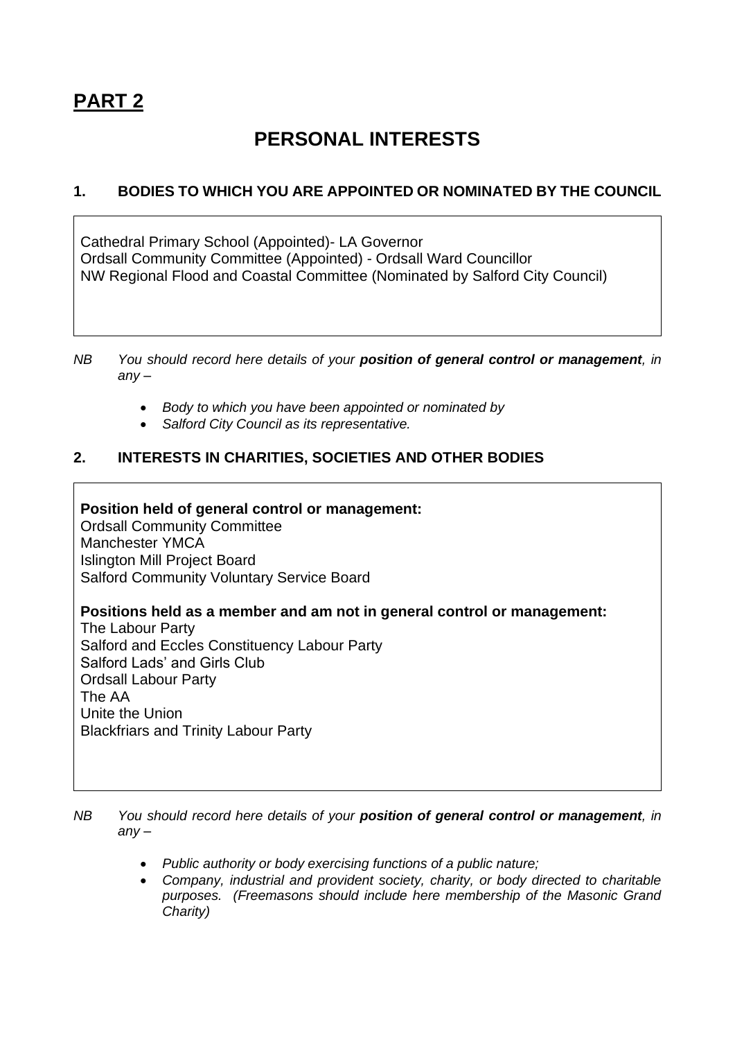# PART 2

## PERSONAL INTERESTS

### 1. BODIES TO WHICH YOU ARE APPOINTED OR NOMINATED BY THE COUNCIL

Cathedral Primary School (Appointed)- LA Governor
Ordsall Community Committee (Appointed) - Ordsall Ward Councillor
NW Regional Flood and Coastal Committee (Nominated by Salford City Council)

*NB You should record here details of your **position of general control or management**, in any –*

- *Body to which you have been appointed or nominated by*
- *Salford City Council as its representative.*

### 2. INTERESTS IN CHARITIES, SOCIETIES AND OTHER BODIES

**Position held of general control or management:**
Ordsall Community Committee
Manchester YMCA
Islington Mill Project Board
Salford Community Voluntary Service Board

**Positions held as a member and am not in general control or management:**
The Labour Party
Salford and Eccles Constituency Labour Party
Salford Lads' and Girls Club
Ordsall Labour Party
The AA
Unite the Union
Blackfriars and Trinity Labour Party

*NB You should record here details of your **position of general control or management**, in any –*

- *Public authority or body exercising functions of a public nature;*
- *Company, industrial and provident society, charity, or body directed to charitable purposes. (Freemasons should include here membership of the Masonic Grand Charity)*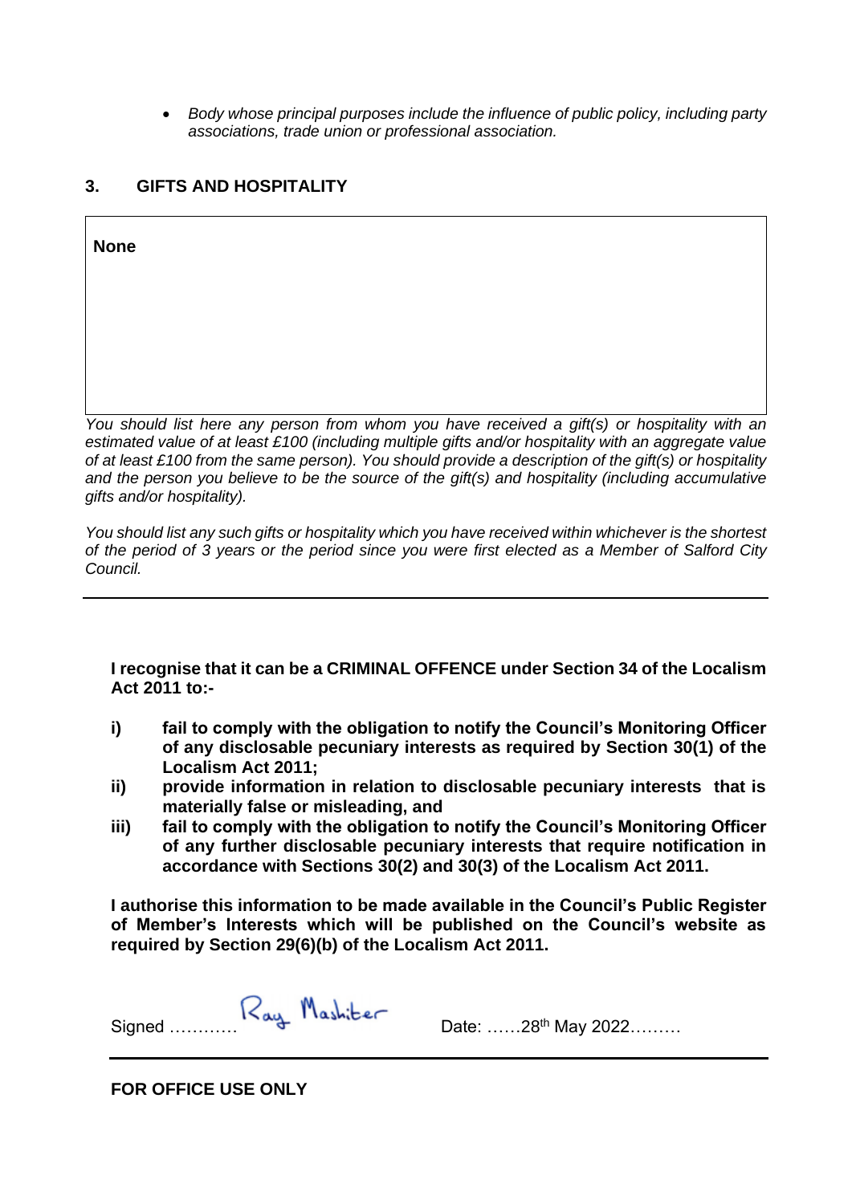- *Body whose principal purposes include the influence of public policy, including party associations, trade union or professional association.*

## 3. GIFTS AND HOSPITALITY

| **None** |
|---|

*You should list here any person from whom you have received a gift(s) or hospitality with an estimated value of at least £100 (including multiple gifts and/or hospitality with an aggregate value of at least £100 from the same person). You should provide a description of the gift(s) or hospitality and the person you believe to be the source of the gift(s) and hospitality (including accumulative gifts and/or hospitality).*

*You should list any such gifts or hospitality which you have received within whichever is the shortest of the period of 3 years or the period since you were first elected as a Member of Salford City Council.*

---

**I recognise that it can be a CRIMINAL OFFENCE under Section 34 of the Localism Act 2011 to:-**

**i) fail to comply with the obligation to notify the Council's Monitoring Officer of any disclosable pecuniary interests as required by Section 30(1) of the Localism Act 2011;**

**ii) provide information in relation to disclosable pecuniary interests that is materially false or misleading, and**

**iii) fail to comply with the obligation to notify the Council's Monitoring Officer of any further disclosable pecuniary interests that require notification in accordance with Sections 30(2) and 30(3) of the Localism Act 2011.**

**I authorise this information to be made available in the Council's Public Register of Member's Interests which will be published on the Council's website as required by Section 29(6)(b) of the Localism Act 2011.**

Signed ………… Ray Mashiter    Date: ……28th May 2022………

---

**FOR OFFICE USE ONLY**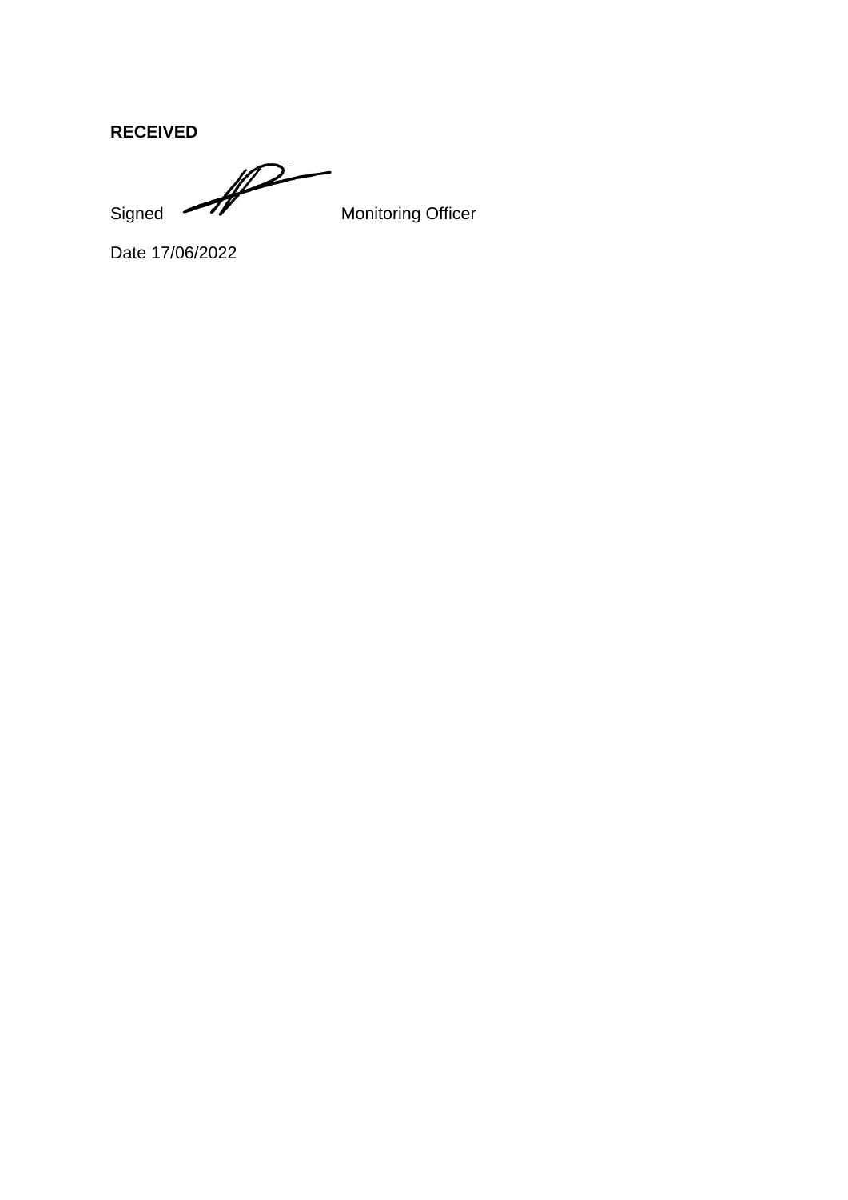**RECEIVED**

Signed Monitoring Officer

Date 17/06/2022